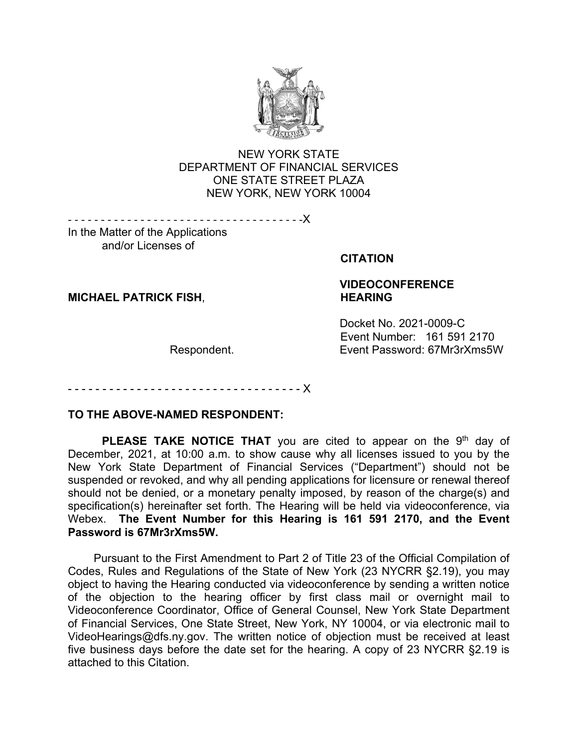NEW YORK STATE
DEPARTMENT OF FINANCIAL SERVICES
ONE STATE STREET PLAZA
NEW YORK, NEW YORK 10004

- - - - - - - - - - - - - - - - - - - - - - - - - - - - - - - - - - - -X

In the Matter of the Applications
and/or Licenses of

**MICHAEL PATRICK FISH**,

Respondent.

- - - - - - - - - - - - - - - - - - - - - - - - - - - - - - - - - - - X

**CITATION**

**VIDEOCONFERENCE HEARING**

Docket No. 2021-0009-C
Event Number: 161 591 2170
Event Password: 67Mr3rXms5W

**TO THE ABOVE-NAMED RESPONDENT:**

**PLEASE TAKE NOTICE THAT** you are cited to appear on the 9th day of December, 2021, at 10:00 a.m. to show cause why all licenses issued to you by the New York State Department of Financial Services ("Department") should not be suspended or revoked, and why all pending applications for licensure or renewal thereof should not be denied, or a monetary penalty imposed, by reason of the charge(s) and specification(s) hereinafter set forth. The Hearing will be held via videoconference, via Webex. **The Event Number for this Hearing is 161 591 2170, and the Event Password is 67Mr3rXms5W.**

Pursuant to the First Amendment to Part 2 of Title 23 of the Official Compilation of Codes, Rules and Regulations of the State of New York (23 NYCRR §2.19), you may object to having the Hearing conducted via videoconference by sending a written notice of the objection to the hearing officer by first class mail or overnight mail to Videoconference Coordinator, Office of General Counsel, New York State Department of Financial Services, One State Street, New York, NY 10004, or via electronic mail to VideoHearings@dfs.ny.gov. The written notice of objection must be received at least five business days before the date set for the hearing. A copy of 23 NYCRR §2.19 is attached to this Citation.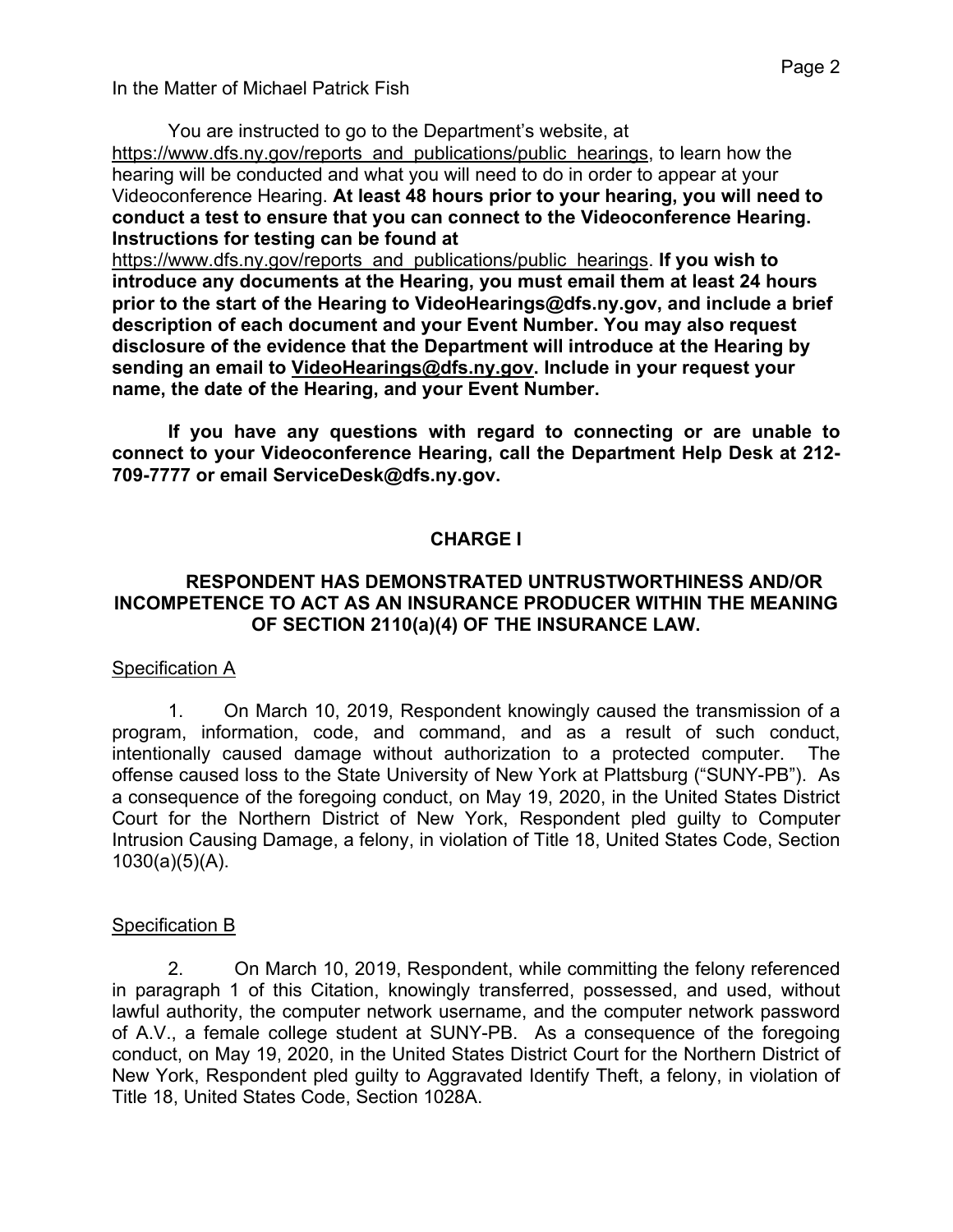You are instructed to go to the Department's website, at https://www.dfs.ny.gov/reports_and_publications/public_hearings, to learn how the hearing will be conducted and what you will need to do in order to appear at your Videoconference Hearing. **At least 48 hours prior to your hearing, you will need to conduct a test to ensure that you can connect to the Videoconference Hearing. Instructions for testing can be found at** https://www.dfs.ny.gov/reports_and_publications/public_hearings. **If you wish to introduce any documents at the Hearing, you must email them at least 24 hours prior to the start of the Hearing to VideoHearings@dfs.ny.gov, and include a brief description of each document and your Event Number. You may also request disclosure of the evidence that the Department will introduce at the Hearing by sending an email to VideoHearings@dfs.ny.gov. Include in your request your name, the date of the Hearing, and your Event Number.**

**If you have any questions with regard to connecting or are unable to connect to your Videoconference Hearing, call the Department Help Desk at 212-709-7777 or email ServiceDesk@dfs.ny.gov.**

## CHARGE I

### RESPONDENT HAS DEMONSTRATED UNTRUSTWORTHINESS AND/OR INCOMPETENCE TO ACT AS AN INSURANCE PRODUCER WITHIN THE MEANING OF SECTION 2110(a)(4) OF THE INSURANCE LAW.

Specification A

1. On March 10, 2019, Respondent knowingly caused the transmission of a program, information, code, and command, and as a result of such conduct, intentionally caused damage without authorization to a protected computer. The offense caused loss to the State University of New York at Plattsburg ("SUNY-PB"). As a consequence of the foregoing conduct, on May 19, 2020, in the United States District Court for the Northern District of New York, Respondent pled guilty to Computer Intrusion Causing Damage, a felony, in violation of Title 18, United States Code, Section 1030(a)(5)(A).

Specification B

2. On March 10, 2019, Respondent, while committing the felony referenced in paragraph 1 of this Citation, knowingly transferred, possessed, and used, without lawful authority, the computer network username, and the computer network password of A.V., a female college student at SUNY-PB. As a consequence of the foregoing conduct, on May 19, 2020, in the United States District Court for the Northern District of New York, Respondent pled guilty to Aggravated Identify Theft, a felony, in violation of Title 18, United States Code, Section 1028A.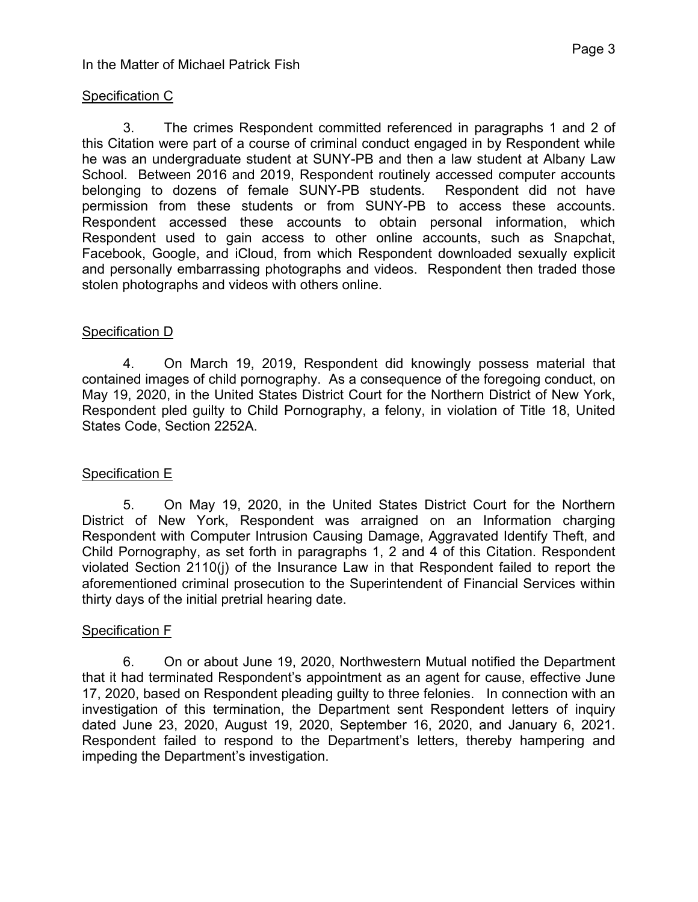In the Matter of Michael Patrick Fish

Specification C

3. The crimes Respondent committed referenced in paragraphs 1 and 2 of this Citation were part of a course of criminal conduct engaged in by Respondent while he was an undergraduate student at SUNY-PB and then a law student at Albany Law School. Between 2016 and 2019, Respondent routinely accessed computer accounts belonging to dozens of female SUNY-PB students. Respondent did not have permission from these students or from SUNY-PB to access these accounts. Respondent accessed these accounts to obtain personal information, which Respondent used to gain access to other online accounts, such as Snapchat, Facebook, Google, and iCloud, from which Respondent downloaded sexually explicit and personally embarrassing photographs and videos. Respondent then traded those stolen photographs and videos with others online.

Specification D

4. On March 19, 2019, Respondent did knowingly possess material that contained images of child pornography. As a consequence of the foregoing conduct, on May 19, 2020, in the United States District Court for the Northern District of New York, Respondent pled guilty to Child Pornography, a felony, in violation of Title 18, United States Code, Section 2252A.

Specification E

5. On May 19, 2020, in the United States District Court for the Northern District of New York, Respondent was arraigned on an Information charging Respondent with Computer Intrusion Causing Damage, Aggravated Identify Theft, and Child Pornography, as set forth in paragraphs 1, 2 and 4 of this Citation. Respondent violated Section 2110(j) of the Insurance Law in that Respondent failed to report the aforementioned criminal prosecution to the Superintendent of Financial Services within thirty days of the initial pretrial hearing date.

Specification F

6. On or about June 19, 2020, Northwestern Mutual notified the Department that it had terminated Respondent's appointment as an agent for cause, effective June 17, 2020, based on Respondent pleading guilty to three felonies. In connection with an investigation of this termination, the Department sent Respondent letters of inquiry dated June 23, 2020, August 19, 2020, September 16, 2020, and January 6, 2021. Respondent failed to respond to the Department's letters, thereby hampering and impeding the Department's investigation.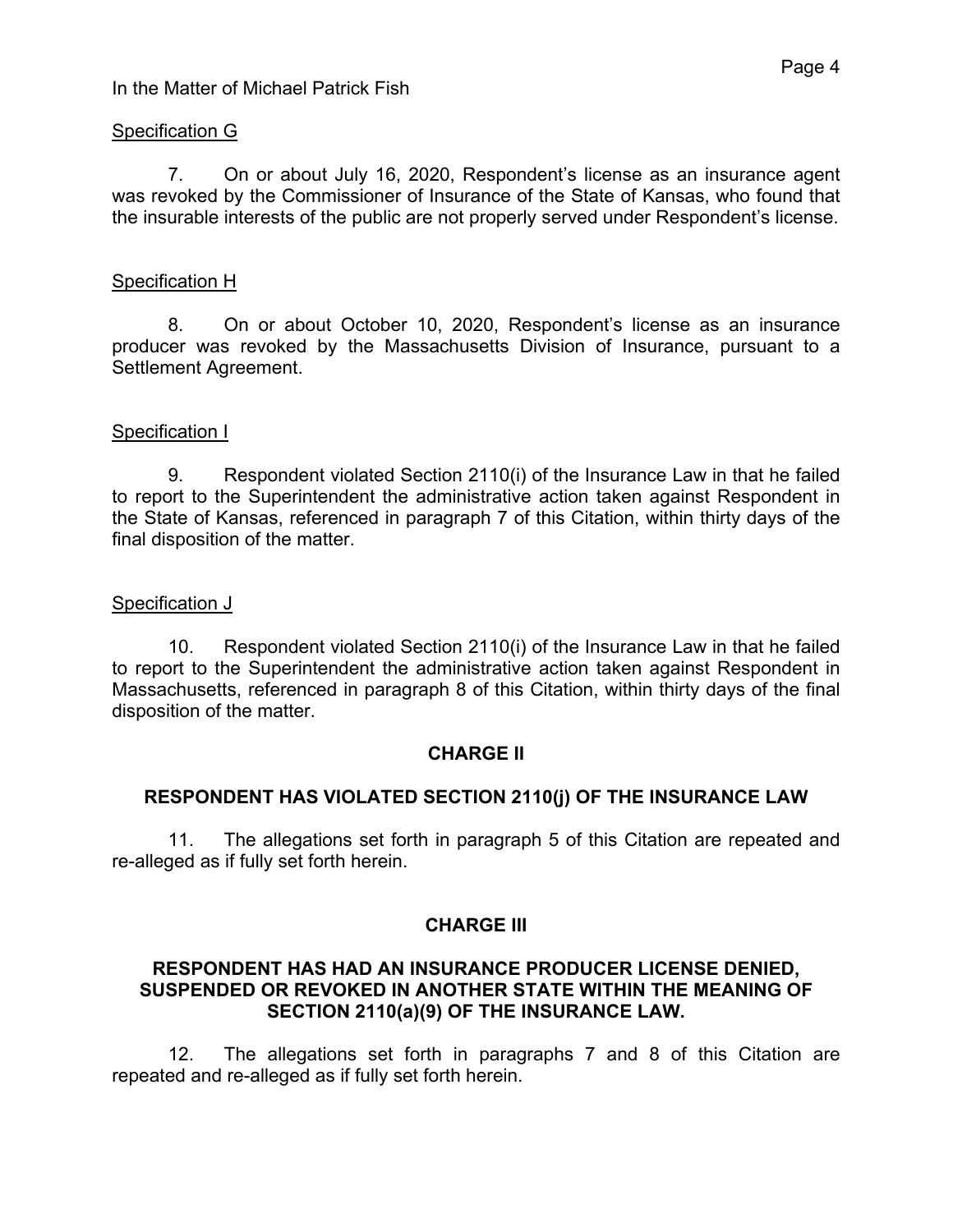Specification G

7. On or about July 16, 2020, Respondent's license as an insurance agent was revoked by the Commissioner of Insurance of the State of Kansas, who found that the insurable interests of the public are not properly served under Respondent's license.

Specification H

8. On or about October 10, 2020, Respondent's license as an insurance producer was revoked by the Massachusetts Division of Insurance, pursuant to a Settlement Agreement.

Specification I

9. Respondent violated Section 2110(i) of the Insurance Law in that he failed to report to the Superintendent the administrative action taken against Respondent in the State of Kansas, referenced in paragraph 7 of this Citation, within thirty days of the final disposition of the matter.

Specification J

10. Respondent violated Section 2110(i) of the Insurance Law in that he failed to report to the Superintendent the administrative action taken against Respondent in Massachusetts, referenced in paragraph 8 of this Citation, within thirty days of the final disposition of the matter.

## CHARGE II

## RESPONDENT HAS VIOLATED SECTION 2110(j) OF THE INSURANCE LAW

11. The allegations set forth in paragraph 5 of this Citation are repeated and re-alleged as if fully set forth herein.

## CHARGE III

## RESPONDENT HAS HAD AN INSURANCE PRODUCER LICENSE DENIED, SUSPENDED OR REVOKED IN ANOTHER STATE WITHIN THE MEANING OF SECTION 2110(a)(9) OF THE INSURANCE LAW.

12. The allegations set forth in paragraphs 7 and 8 of this Citation are repeated and re-alleged as if fully set forth herein.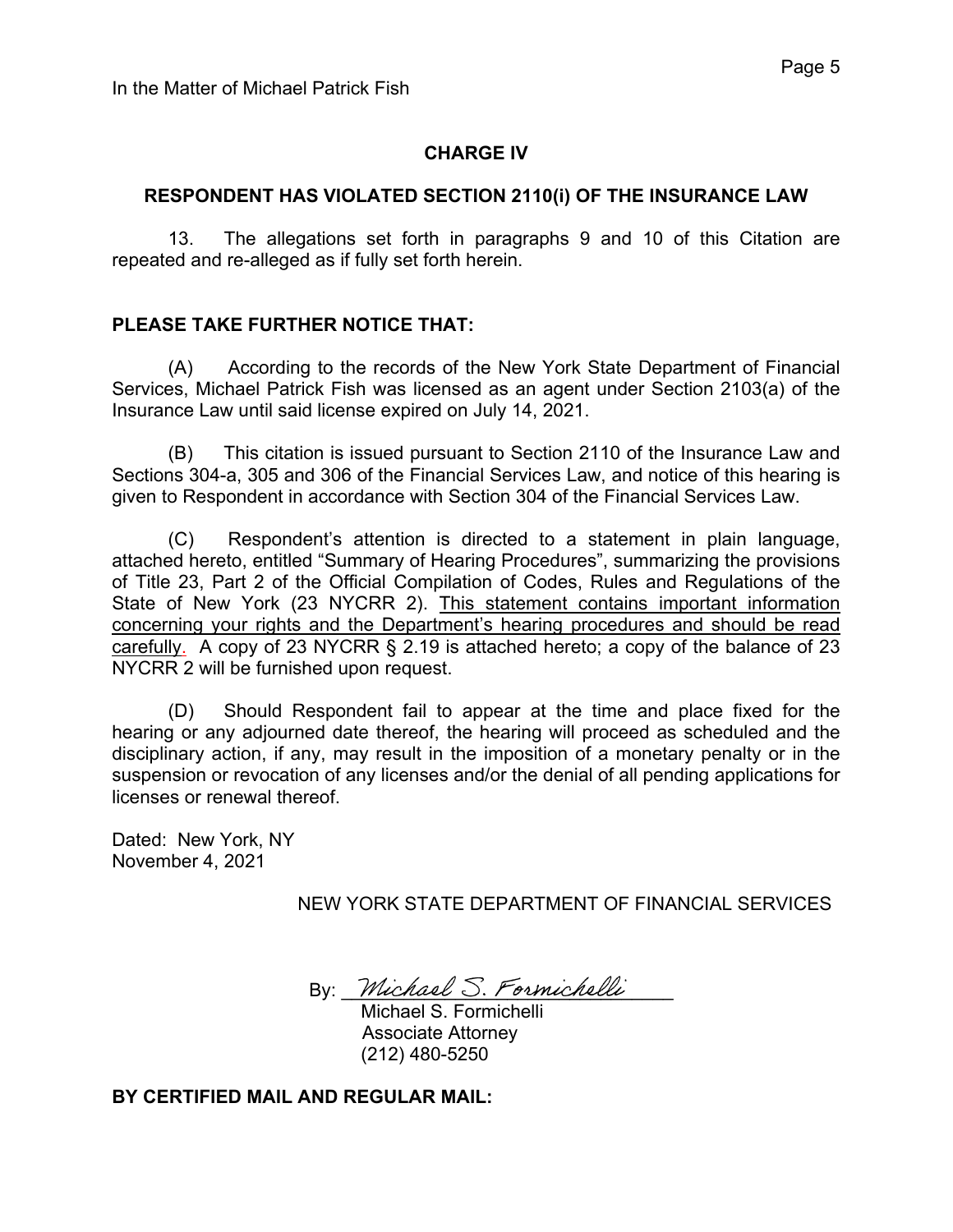In the Matter of Michael Patrick Fish

## CHARGE IV

### RESPONDENT HAS VIOLATED SECTION 2110(i) OF THE INSURANCE LAW

13. The allegations set forth in paragraphs 9 and 10 of this Citation are repeated and re-alleged as if fully set forth herein.

**PLEASE TAKE FURTHER NOTICE THAT:**

(A) According to the records of the New York State Department of Financial Services, Michael Patrick Fish was licensed as an agent under Section 2103(a) of the Insurance Law until said license expired on July 14, 2021.

(B) This citation is issued pursuant to Section 2110 of the Insurance Law and Sections 304-a, 305 and 306 of the Financial Services Law, and notice of this hearing is given to Respondent in accordance with Section 304 of the Financial Services Law.

(C) Respondent's attention is directed to a statement in plain language, attached hereto, entitled "Summary of Hearing Procedures", summarizing the provisions of Title 23, Part 2 of the Official Compilation of Codes, Rules and Regulations of the State of New York (23 NYCRR 2). This statement contains important information concerning your rights and the Department's hearing procedures and should be read carefully. A copy of 23 NYCRR § 2.19 is attached hereto; a copy of the balance of 23 NYCRR 2 will be furnished upon request.

(D) Should Respondent fail to appear at the time and place fixed for the hearing or any adjourned date thereof, the hearing will proceed as scheduled and the disciplinary action, if any, may result in the imposition of a monetary penalty or in the suspension or revocation of any licenses and/or the denial of all pending applications for licenses or renewal thereof.

Dated: New York, NY
November 4, 2021

NEW YORK STATE DEPARTMENT OF FINANCIAL SERVICES

By: *Michael S. Formichelli*
Michael S. Formichelli
Associate Attorney
(212) 480-5250

**BY CERTIFIED MAIL AND REGULAR MAIL:**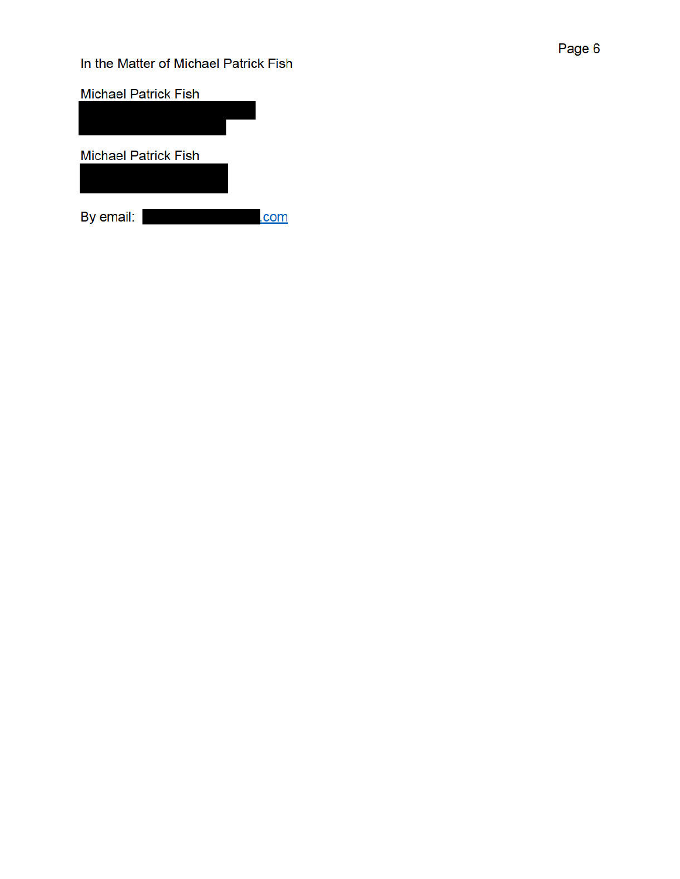In the Matter of Michael Patrick Fish

Michael Patrick Fish

Michael Patrick Fish

By email: .com